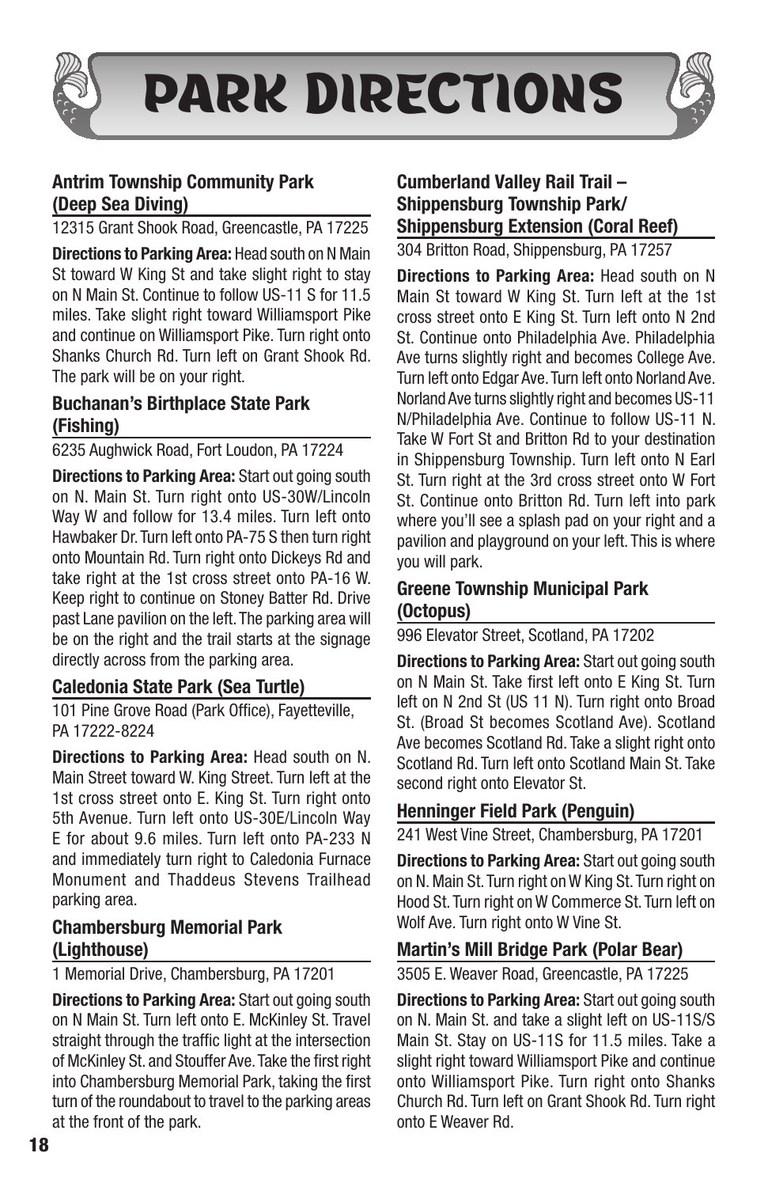# PARK DIRECTIONS

### Antrim Township Community Park (Deep Sea Diving)

12315 Grant Shook Road, Greencastle, PA 17225

**Directions to Parking Area:** Head south on N Main St toward W King St and take slight right to stay on N Main St. Continue to follow US-11 S for 11.5 miles. Take slight right toward Williamsport Pike and continue on Williamsport Pike. Turn right onto Shanks Church Rd. Turn left on Grant Shook Rd. The park will be on your right.

### Buchanan's Birthplace State Park (Fishing)

6235 Aughwick Road, Fort Loudon, PA 17224

**Directions to Parking Area:** Start out going south on N. Main St. Turn right onto US-30W/Lincoln Way W and follow for 13.4 miles. Turn left onto Hawbaker Dr. Turn left onto PA-75 S then turn right onto Mountain Rd. Turn right onto Dickeys Rd and take right at the 1st cross street onto PA-16 W. Keep right to continue on Stoney Batter Rd. Drive past Lane pavilion on the left. The parking area will be on the right and the trail starts at the signage directly across from the parking area.

### Caledonia State Park (Sea Turtle)

101 Pine Grove Road (Park Office), Fayetteville, PA 17222-8224

**Directions to Parking Area:** Head south on N. Main Street toward W. King Street. Turn left at the 1st cross street onto E. King St. Turn right onto 5th Avenue. Turn left onto US-30E/Lincoln Way E for about 9.6 miles. Turn left onto PA-233 N and immediately turn right to Caledonia Furnace Monument and Thaddeus Stevens Trailhead parking area.

### Chambersburg Memorial Park (Lighthouse)

1 Memorial Drive, Chambersburg, PA 17201

**Directions to Parking Area:** Start out going south on N Main St. Turn left onto E. McKinley St. Travel straight through the traffic light at the intersection of McKinley St. and Stouffer Ave. Take the first right into Chambersburg Memorial Park, taking the first turn of the roundabout to travel to the parking areas at the front of the park.

### Cumberland Valley Rail Trail – Shippensburg Township Park/ Shippensburg Extension (Coral Reef)

304 Britton Road, Shippensburg, PA 17257

**Directions to Parking Area:** Head south on N Main St toward W King St. Turn left at the 1st cross street onto E King St. Turn left onto N 2nd St. Continue onto Philadelphia Ave. Philadelphia Ave turns slightly right and becomes College Ave. Turn left onto Edgar Ave. Turn left onto Norland Ave. Norland Ave turns slightly right and becomes US-11 N/Philadelphia Ave. Continue to follow US-11 N. Take W Fort St and Britton Rd to your destination in Shippensburg Township. Turn left onto N Earl St. Turn right at the 3rd cross street onto W Fort St. Continue onto Britton Rd. Turn left into park where you'll see a splash pad on your right and a pavilion and playground on your left. This is where you will park.

### Greene Township Municipal Park (Octopus)

996 Elevator Street, Scotland, PA 17202

**Directions to Parking Area:** Start out going south on N Main St. Take first left onto E King St. Turn left on N 2nd St (US 11 N). Turn right onto Broad St. (Broad St becomes Scotland Ave). Scotland Ave becomes Scotland Rd. Take a slight right onto Scotland Rd. Turn left onto Scotland Main St. Take second right onto Elevator St.

### Henninger Field Park (Penguin)

241 West Vine Street, Chambersburg, PA 17201

**Directions to Parking Area:** Start out going south on N. Main St. Turn right on W King St. Turn right on Hood St. Turn right on W Commerce St. Turn left on Wolf Ave. Turn right onto W Vine St.

### Martin's Mill Bridge Park (Polar Bear)

3505 E. Weaver Road, Greencastle, PA 17225

**Directions to Parking Area:** Start out going south on N. Main St. and take a slight left on US-11S/S Main St. Stay on US-11S for 11.5 miles. Take a slight right toward Williamsport Pike and continue onto Williamsport Pike. Turn right onto Shanks Church Rd. Turn left on Grant Shook Rd. Turn right onto E Weaver Rd.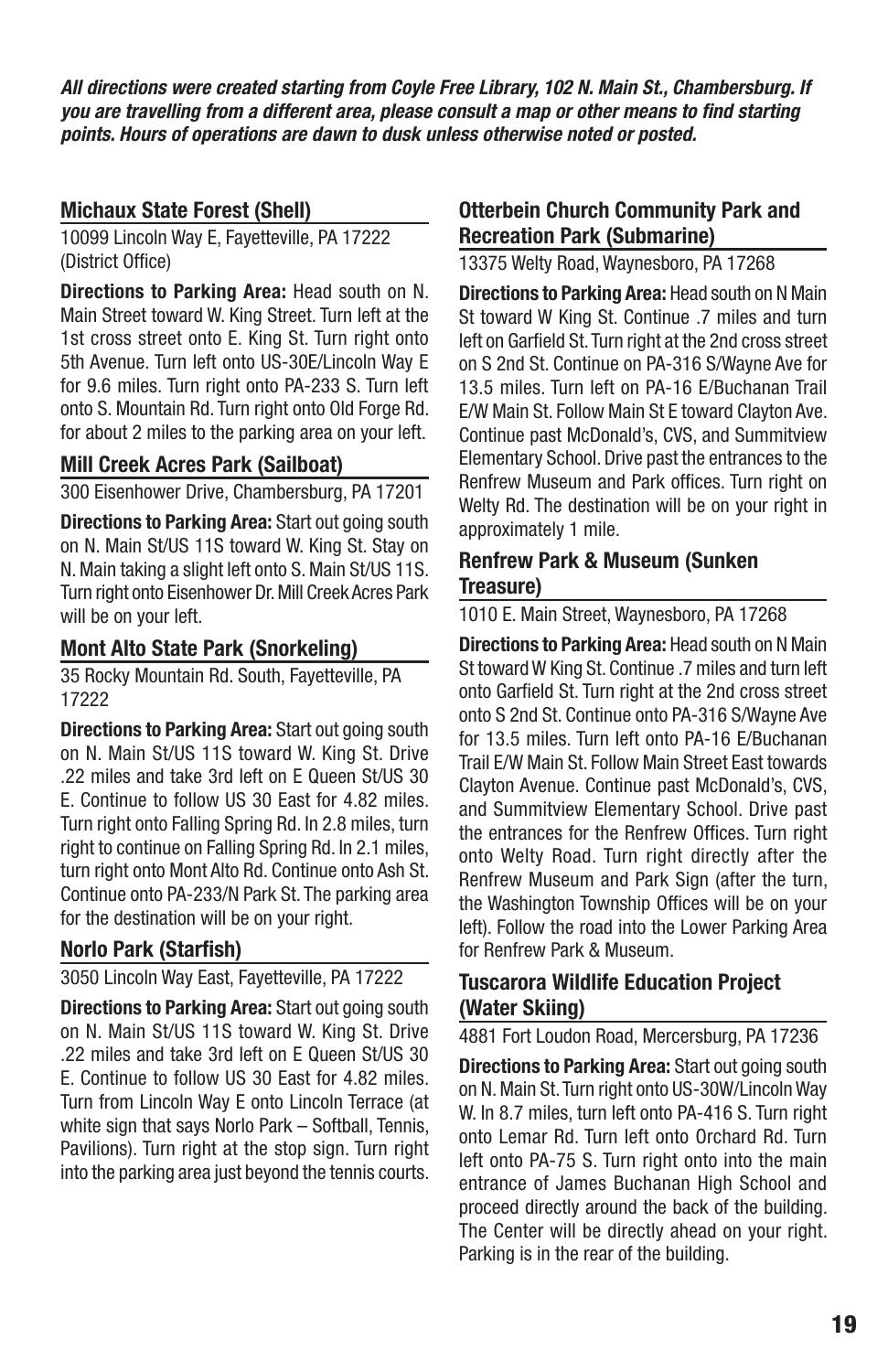***All directions were created starting from Coyle Free Library, 102 N. Main St., Chambersburg. If you are travelling from a different area, please consult a map or other means to find starting points. Hours of operations are dawn to dusk unless otherwise noted or posted.***

## Michaux State Forest (Shell)

10099 Lincoln Way E, Fayetteville, PA 17222 (District Office)

**Directions to Parking Area:** Head south on N. Main Street toward W. King Street. Turn left at the 1st cross street onto E. King St. Turn right onto 5th Avenue. Turn left onto US-30E/Lincoln Way E for 9.6 miles. Turn right onto PA-233 S. Turn left onto S. Mountain Rd. Turn right onto Old Forge Rd. for about 2 miles to the parking area on your left.

## Mill Creek Acres Park (Sailboat)

300 Eisenhower Drive, Chambersburg, PA 17201

**Directions to Parking Area:** Start out going south on N. Main St/US 11S toward W. King St. Stay on N. Main taking a slight left onto S. Main St/US 11S. Turn right onto Eisenhower Dr. Mill Creek Acres Park will be on your left.

## Mont Alto State Park (Snorkeling)

35 Rocky Mountain Rd. South, Fayetteville, PA 17222

**Directions to Parking Area:** Start out going south on N. Main St/US 11S toward W. King St. Drive .22 miles and take 3rd left on E Queen St/US 30 E. Continue to follow US 30 East for 4.82 miles. Turn right onto Falling Spring Rd. In 2.8 miles, turn right to continue on Falling Spring Rd. In 2.1 miles, turn right onto Mont Alto Rd. Continue onto Ash St. Continue onto PA-233/N Park St. The parking area for the destination will be on your right.

## Norlo Park (Starfish)

3050 Lincoln Way East, Fayetteville, PA 17222

**Directions to Parking Area:** Start out going south on N. Main St/US 11S toward W. King St. Drive .22 miles and take 3rd left on E Queen St/US 30 E. Continue to follow US 30 East for 4.82 miles. Turn from Lincoln Way E onto Lincoln Terrace (at white sign that says Norlo Park – Softball, Tennis, Pavilions). Turn right at the stop sign. Turn right into the parking area just beyond the tennis courts.

## Otterbein Church Community Park and Recreation Park (Submarine)

13375 Welty Road, Waynesboro, PA 17268

**Directions to Parking Area:** Head south on N Main St toward W King St. Continue .7 miles and turn left on Garfield St. Turn right at the 2nd cross street on S 2nd St. Continue on PA-316 S/Wayne Ave for 13.5 miles. Turn left on PA-16 E/Buchanan Trail E/W Main St. Follow Main St E toward Clayton Ave. Continue past McDonald's, CVS, and Summitview Elementary School. Drive past the entrances to the Renfrew Museum and Park offices. Turn right on Welty Rd. The destination will be on your right in approximately 1 mile.

## Renfrew Park & Museum (Sunken Treasure)

1010 E. Main Street, Waynesboro, PA 17268

**Directions to Parking Area:** Head south on N Main St toward W King St. Continue .7 miles and turn left onto Garfield St. Turn right at the 2nd cross street onto S 2nd St. Continue onto PA-316 S/Wayne Ave for 13.5 miles. Turn left onto PA-16 E/Buchanan Trail E/W Main St. Follow Main Street East towards Clayton Avenue. Continue past McDonald's, CVS, and Summitview Elementary School. Drive past the entrances for the Renfrew Offices. Turn right onto Welty Road. Turn right directly after the Renfrew Museum and Park Sign (after the turn, the Washington Township Offices will be on your left). Follow the road into the Lower Parking Area for Renfrew Park & Museum.

## Tuscarora Wildlife Education Project (Water Skiing)

4881 Fort Loudon Road, Mercersburg, PA 17236

**Directions to Parking Area:** Start out going south on N. Main St. Turn right onto US-30W/Lincoln Way W. In 8.7 miles, turn left onto PA-416 S. Turn right onto Lemar Rd. Turn left onto Orchard Rd. Turn left onto PA-75 S. Turn right onto into the main entrance of James Buchanan High School and proceed directly around the back of the building. The Center will be directly ahead on your right. Parking is in the rear of the building.